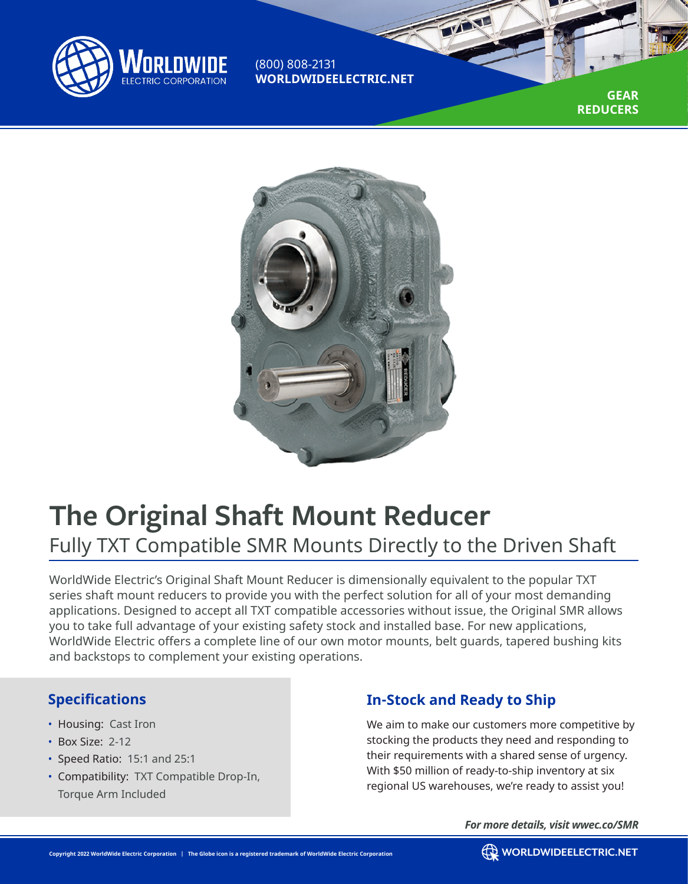WorldWide Electric Corporation

(800) 808-2131
**WORLDWIDEELECTRIC.NET**

**GEAR REDUCERS**

# The Original Shaft Mount Reducer

## Fully TXT Compatible SMR Mounts Directly to the Driven Shaft

WorldWide Electric's Original Shaft Mount Reducer is dimensionally equivalent to the popular TXT series shaft mount reducers to provide you with the perfect solution for all of your most demanding applications. Designed to accept all TXT compatible accessories without issue, the Original SMR allows you to take full advantage of your existing safety stock and installed base. For new applications, WorldWide Electric offers a complete line of our own motor mounts, belt guards, tapered bushing kits and backstops to complement your existing operations.

### Specifications

- Housing: Cast Iron
- Box Size: 2-12
- Speed Ratio: 15:1 and 25:1
- Compatibility: TXT Compatible Drop-In, Torque Arm Included

### In-Stock and Ready to Ship

We aim to make our customers more competitive by stocking the products they need and responding to their requirements with a shared sense of urgency. With $50 million of ready-to-ship inventory at six regional US warehouses, we're ready to assist you!

***For more details, visit wwec.co/SMR***

Copyright 2022 WorldWide Electric Corporation | The Globe icon is a registered trademark of WorldWide Electric Corporation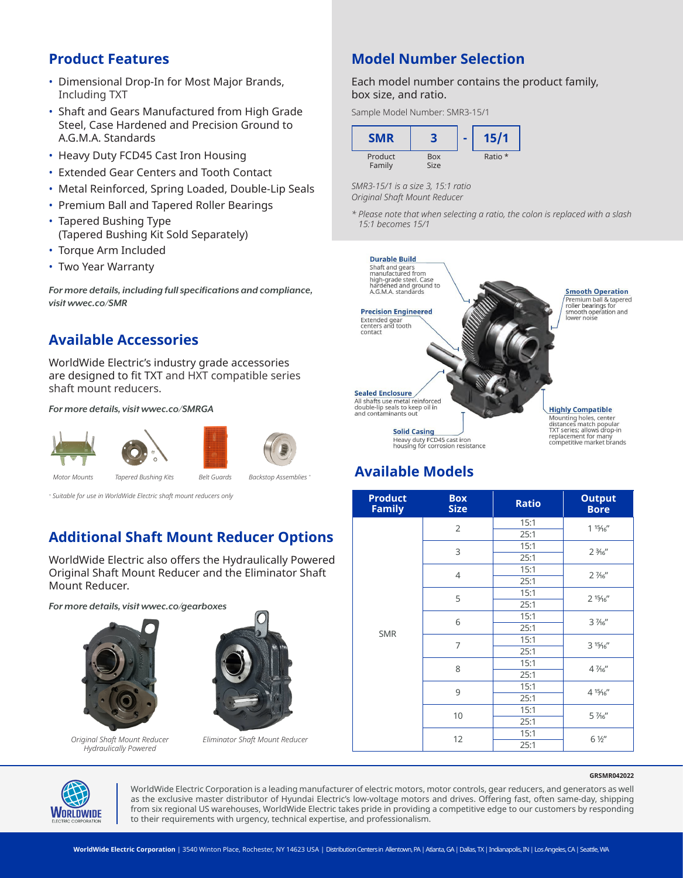## Product Features

- Dimensional Drop-In for Most Major Brands, Including TXT
- Shaft and Gears Manufactured from High Grade Steel, Case Hardened and Precision Ground to A.G.M.A. Standards
- Heavy Duty FCD45 Cast Iron Housing
- Extended Gear Centers and Tooth Contact
- Metal Reinforced, Spring Loaded, Double-Lip Seals
- Premium Ball and Tapered Roller Bearings
- Tapered Bushing Type (Tapered Bushing Kit Sold Separately)
- Torque Arm Included
- Two Year Warranty

***For more details, including full specifications and compliance, visit wwec.co/SMR***

## Available Accessories

WorldWide Electric's industry grade accessories are designed to fit TXT and HXT compatible series shaft mount reducers.

***For more details, visit wwec.co/SMRGA***

*Motor Mounts* *Tapered Bushing Kits* *Belt Guards* *Backstop Assemblies* [+]

*[+] Suitable for use in WorldWide Electric shaft mount reducers only*

## Additional Shaft Mount Reducer Options

WorldWide Electric also offers the Hydraulically Powered Original Shaft Mount Reducer and the Eliminator Shaft Mount Reducer.

***For more details, visit wwec.co/gearboxes***

*Original Shaft Mount Reducer Hydraulically Powered*

*Eliminator Shaft Mount Reducer*

## Model Number Selection

Each model number contains the product family, box size, and ratio.

Sample Model Number: SMR3-15/1

| SMR | 3 | - | 15/1 |
|---|---|---|---|
| Product Family | Box Size | | Ratio * |

*SMR3-15/1 is a size 3, 15:1 ratio*
*Original Shaft Mount Reducer*

*\* Please note that when selecting a ratio, the colon is replaced with a slash 15:1 becomes 15/1*

**Durable Build**
Shaft and gears manufactured from high-grade steel. Case hardened and ground to A.G.M.A. standards

**Precision Engineered**
Extended gear centers and tooth contact

**Sealed Enclosure**
All shafts use metal reinforced double-lip seals to keep oil in and contaminants out

**Solid Casing**
Heavy duty FCD45 cast iron housing for corrosion resistance

**Smooth Operation**
Premium ball & tapered roller bearings for smooth operation and lower noise

**Highly Compatible**
Mounting holes, center distances match popular TXT series; allows drop-in replacement for many competitive market brands

## Available Models

| Product Family | Box Size | Ratio | Output Bore |
|---|---|---|---|
| SMR | 2 | 15:1 | 1 15⁄16" |
| | | 25:1 | |
| | 3 | 15:1 | 2 3⁄16" |
| | | 25:1 | |
| | 4 | 15:1 | 2 7⁄16" |
| | | 25:1 | |
| | 5 | 15:1 | 2 15⁄16" |
| | | 25:1 | |
| | 6 | 15:1 | 3 7⁄16" |
| | | 25:1 | |
| | 7 | 15:1 | 3 15⁄16" |
| | | 25:1 | |
| | 8 | 15:1 | 4 7⁄16" |
| | | 25:1 | |
| | 9 | 15:1 | 4 15⁄16" |
| | | 25:1 | |
| | 10 | 15:1 | 5 7⁄16" |
| | | 25:1 | |
| | 12 | 15:1 | 6 ½" |
| | | 25:1 | |

GRSMR042022

WorldWide Electric Corporation is a leading manufacturer of electric motors, motor controls, gear reducers, and generators as well as the exclusive master distributor of Hyundai Electric's low-voltage motors and drives. Offering fast, often same-day, shipping from six regional US warehouses, WorldWide Electric takes pride in providing a competitive edge to our customers by responding to their requirements with urgency, technical expertise, and professionalism.

**WorldWide Electric Corporation** | 3540 Winton Place, Rochester, NY 14623 USA | Distribution Centers in Allentown, PA | Atlanta, GA | Dallas, TX | Indianapolis, IN | Los Angeles, CA | Seattle, WA